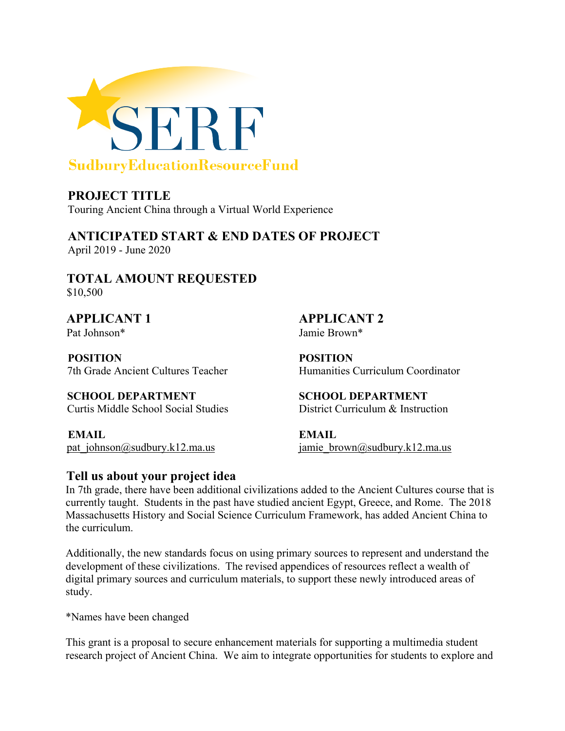# SERF

**SudburyEducationResourceFund**

## PROJECT TITLE
Touring Ancient China through a Virtual World Experience

## ANTICIPATED START & END DATES OF PROJECT
April 2019 - June 2020

## TOTAL AMOUNT REQUESTED
$10,500

## APPLICANT 1
Pat Johnson*

**POSITION**
7th Grade Ancient Cultures Teacher

**SCHOOL DEPARTMENT**
Curtis Middle School Social Studies

**EMAIL**
pat_johnson@sudbury.k12.ma.us

## APPLICANT 2
Jamie Brown*

**POSITION**
Humanities Curriculum Coordinator

**SCHOOL DEPARTMENT**
District Curriculum & Instruction

**EMAIL**
jamie_brown@sudbury.k12.ma.us

## Tell us about your project idea
In 7th grade, there have been additional civilizations added to the Ancient Cultures course that is currently taught. Students in the past have studied ancient Egypt, Greece, and Rome. The 2018 Massachusetts History and Social Science Curriculum Framework, has added Ancient China to the curriculum.

Additionally, the new standards focus on using primary sources to represent and understand the development of these civilizations. The revised appendices of resources reflect a wealth of digital primary sources and curriculum materials, to support these newly introduced areas of study.

*Names have been changed

This grant is a proposal to secure enhancement materials for supporting a multimedia student research project of Ancient China. We aim to integrate opportunities for students to explore and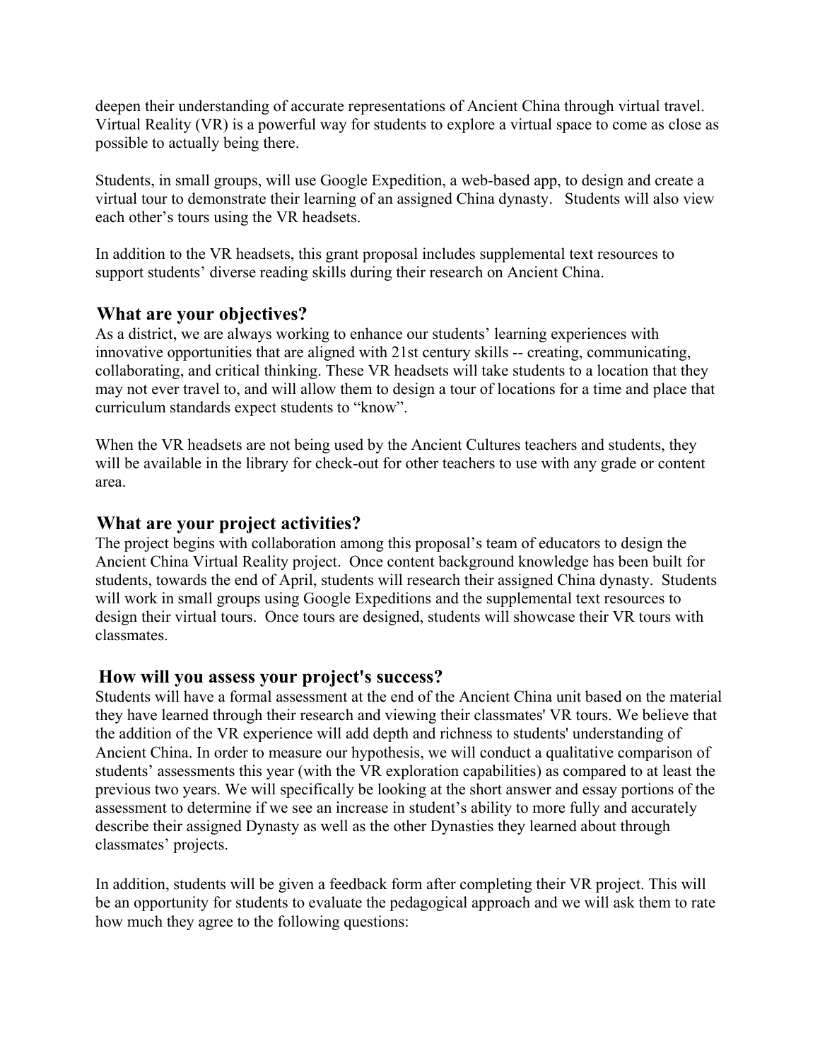deepen their understanding of accurate representations of Ancient China through virtual travel. Virtual Reality (VR) is a powerful way for students to explore a virtual space to come as close as possible to actually being there.

Students, in small groups, will use Google Expedition, a web-based app, to design and create a virtual tour to demonstrate their learning of an assigned China dynasty. Students will also view each other's tours using the VR headsets.

In addition to the VR headsets, this grant proposal includes supplemental text resources to support students' diverse reading skills during their research on Ancient China.

## What are your objectives?

As a district, we are always working to enhance our students' learning experiences with innovative opportunities that are aligned with 21st century skills -- creating, communicating, collaborating, and critical thinking. These VR headsets will take students to a location that they may not ever travel to, and will allow them to design a tour of locations for a time and place that curriculum standards expect students to "know".

When the VR headsets are not being used by the Ancient Cultures teachers and students, they will be available in the library for check-out for other teachers to use with any grade or content area.

## What are your project activities?

The project begins with collaboration among this proposal's team of educators to design the Ancient China Virtual Reality project. Once content background knowledge has been built for students, towards the end of April, students will research their assigned China dynasty. Students will work in small groups using Google Expeditions and the supplemental text resources to design their virtual tours. Once tours are designed, students will showcase their VR tours with classmates.

## How will you assess your project's success?

Students will have a formal assessment at the end of the Ancient China unit based on the material they have learned through their research and viewing their classmates' VR tours. We believe that the addition of the VR experience will add depth and richness to students' understanding of Ancient China. In order to measure our hypothesis, we will conduct a qualitative comparison of students' assessments this year (with the VR exploration capabilities) as compared to at least the previous two years. We will specifically be looking at the short answer and essay portions of the assessment to determine if we see an increase in student's ability to more fully and accurately describe their assigned Dynasty as well as the other Dynasties they learned about through classmates' projects.

In addition, students will be given a feedback form after completing their VR project. This will be an opportunity for students to evaluate the pedagogical approach and we will ask them to rate how much they agree to the following questions: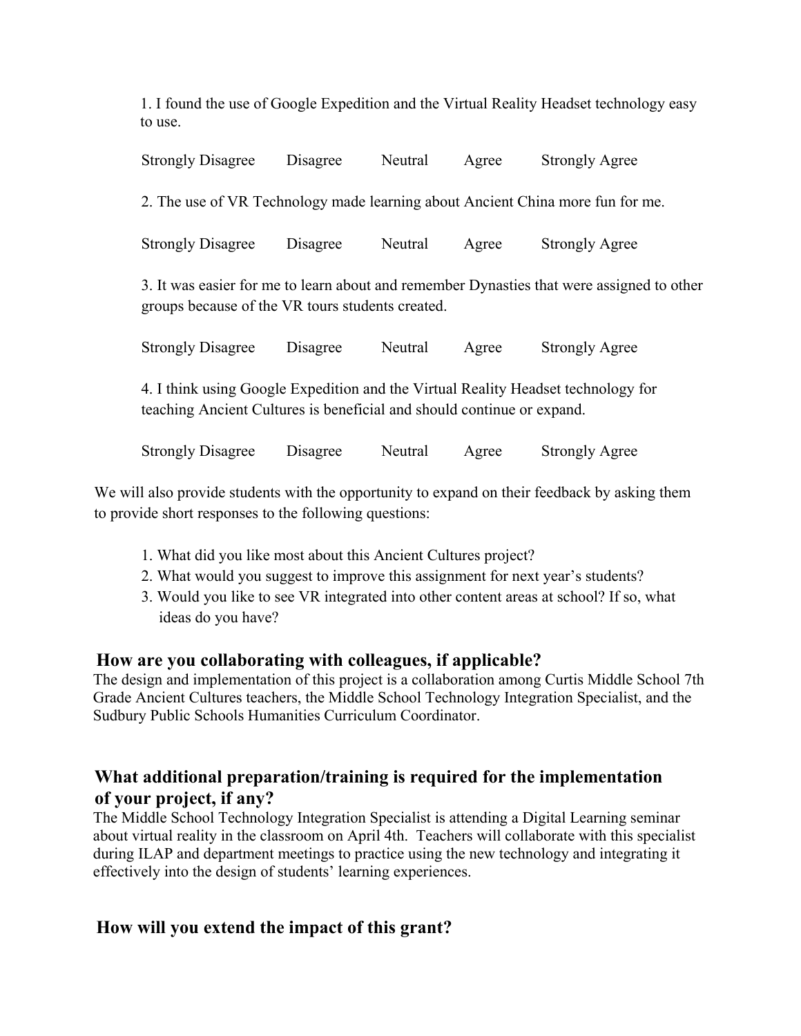1. I found the use of Google Expedition and the Virtual Reality Headset technology easy to use.

Strongly Disagree Disagree Neutral Agree Strongly Agree

2. The use of VR Technology made learning about Ancient China more fun for me.

Strongly Disagree Disagree Neutral Agree Strongly Agree

3. It was easier for me to learn about and remember Dynasties that were assigned to other groups because of the VR tours students created.

Strongly Disagree Disagree Neutral Agree Strongly Agree

4. I think using Google Expedition and the Virtual Reality Headset technology for teaching Ancient Cultures is beneficial and should continue or expand.

Strongly Disagree Disagree Neutral Agree Strongly Agree

We will also provide students with the opportunity to expand on their feedback by asking them to provide short responses to the following questions:

1. What did you like most about this Ancient Cultures project?
2. What would you suggest to improve this assignment for next year's students?
3. Would you like to see VR integrated into other content areas at school? If so, what ideas do you have?

## How are you collaborating with colleagues, if applicable?

The design and implementation of this project is a collaboration among Curtis Middle School 7th Grade Ancient Cultures teachers, the Middle School Technology Integration Specialist, and the Sudbury Public Schools Humanities Curriculum Coordinator.

## What additional preparation/training is required for the implementation of your project, if any?

The Middle School Technology Integration Specialist is attending a Digital Learning seminar about virtual reality in the classroom on April 4th. Teachers will collaborate with this specialist during ILAP and department meetings to practice using the new technology and integrating it effectively into the design of students' learning experiences.

## How will you extend the impact of this grant?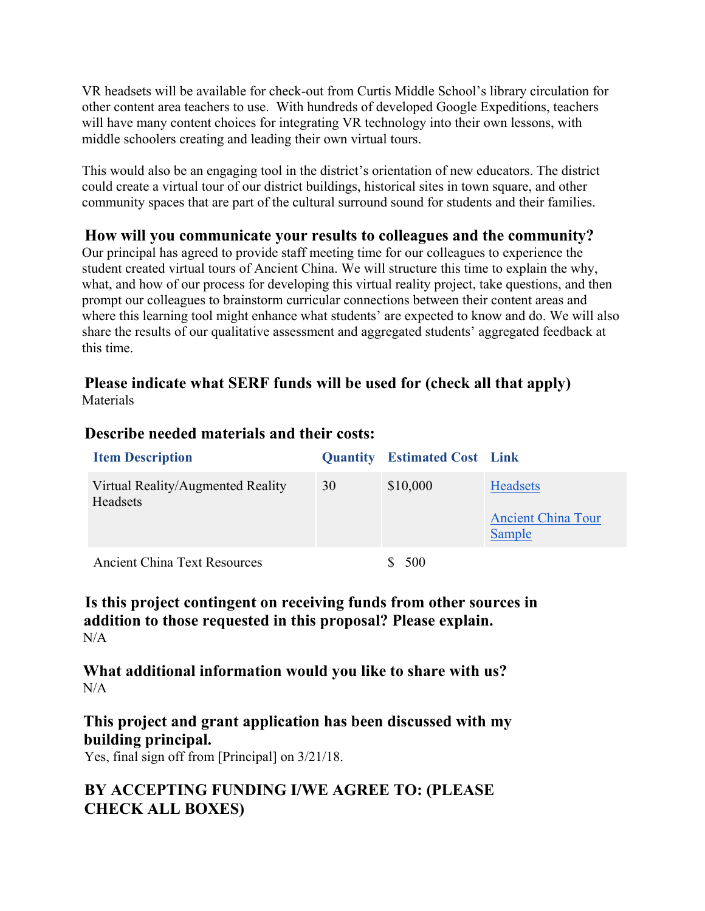VR headsets will be available for check-out from Curtis Middle School's library circulation for other content area teachers to use. With hundreds of developed Google Expeditions, teachers will have many content choices for integrating VR technology into their own lessons, with middle schoolers creating and leading their own virtual tours.

This would also be an engaging tool in the district's orientation of new educators. The district could create a virtual tour of our district buildings, historical sites in town square, and other community spaces that are part of the cultural surround sound for students and their families.

### How will you communicate your results to colleagues and the community?

Our principal has agreed to provide staff meeting time for our colleagues to experience the student created virtual tours of Ancient China. We will structure this time to explain the why, what, and how of our process for developing this virtual reality project, take questions, and then prompt our colleagues to brainstorm curricular connections between their content areas and where this learning tool might enhance what students' are expected to know and do. We will also share the results of our qualitative assessment and aggregated students' aggregated feedback at this time.

### Please indicate what SERF funds will be used for (check all that apply)

Materials

### Describe needed materials and their costs:

| Item Description | Quantity | Estimated Cost | Link |
|---|---|---|---|
| Virtual Reality/Augmented Reality Headsets | 30 | $10,000 | Headsets<br>Ancient China Tour Sample |
| Ancient China Text Resources | | $ 500 | |

### Is this project contingent on receiving funds from other sources in addition to those requested in this proposal? Please explain.

N/A

### What additional information would you like to share with us?

N/A

### This project and grant application has been discussed with my building principal.

Yes, final sign off from [Principal] on 3/21/18.

### BY ACCEPTING FUNDING I/WE AGREE TO: (PLEASE CHECK ALL BOXES)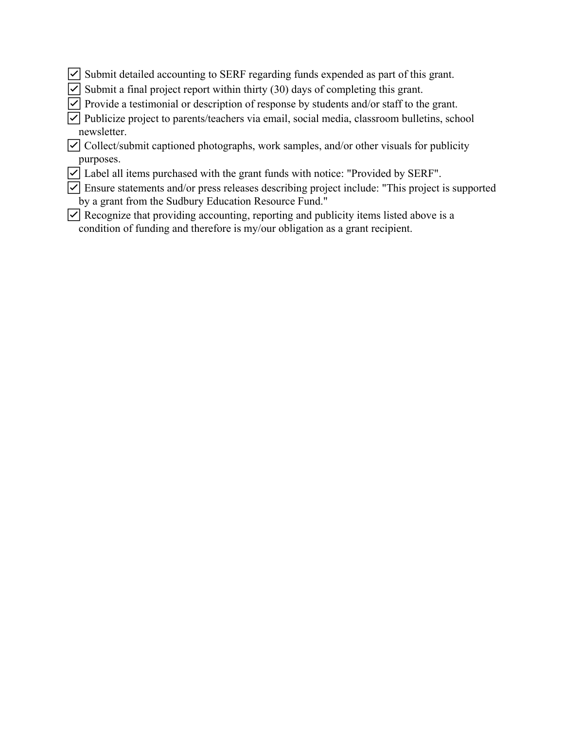- [x] Submit detailed accounting to SERF regarding funds expended as part of this grant.
- [x] Submit a final project report within thirty (30) days of completing this grant.
- [x] Provide a testimonial or description of response by students and/or staff to the grant.
- [x] Publicize project to parents/teachers via email, social media, classroom bulletins, school newsletter.
- [x] Collect/submit captioned photographs, work samples, and/or other visuals for publicity purposes.
- [x] Label all items purchased with the grant funds with notice: "Provided by SERF".
- [x] Ensure statements and/or press releases describing project include: "This project is supported by a grant from the Sudbury Education Resource Fund."
- [x] Recognize that providing accounting, reporting and publicity items listed above is a condition of funding and therefore is my/our obligation as a grant recipient.